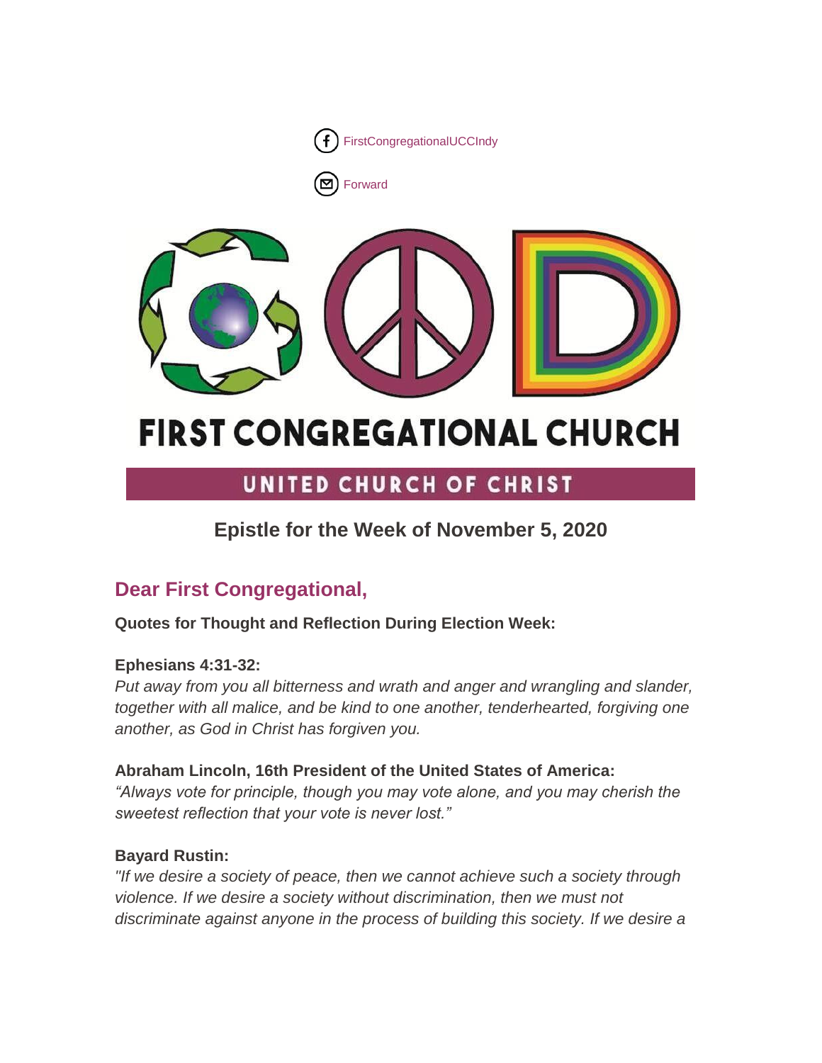FirstCongregationalUCCIndy

Forward

# FIRST CONGREGATIONAL CHURCH

## UNITED CHURCH OF CHRIST

### Epistle for the Week of November 5, 2020

## Dear First Congregational,

**Quotes for Thought and Reflection During Election Week:**

**Ephesians 4:31-32:**
*Put away from you all bitterness and wrath and anger and wrangling and slander, together with all malice, and be kind to one another, tenderhearted, forgiving one another, as God in Christ has forgiven you.*

**Abraham Lincoln, 16th President of the United States of America:**
*"Always vote for principle, though you may vote alone, and you may cherish the sweetest reflection that your vote is never lost."*

**Bayard Rustin:**
*"If we desire a society of peace, then we cannot achieve such a society through violence. If we desire a society without discrimination, then we must not discriminate against anyone in the process of building this society. If we desire a*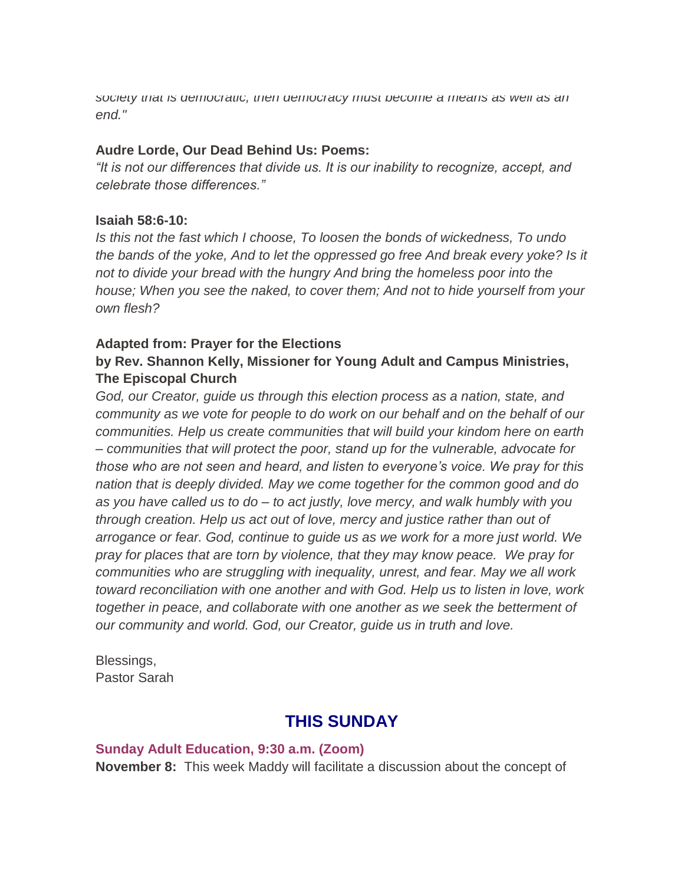*society that is democratic, then democracy must become a means as well as an end."*

**Audre Lorde, Our Dead Behind Us: Poems:**
*"It is not our differences that divide us. It is our inability to recognize, accept, and celebrate those differences."*

**Isaiah 58:6-10:**
*Is this not the fast which I choose, To loosen the bonds of wickedness, To undo the bands of the yoke, And to let the oppressed go free And break every yoke? Is it not to divide your bread with the hungry And bring the homeless poor into the house; When you see the naked, to cover them; And not to hide yourself from your own flesh?*

**Adapted from: Prayer for the Elections**
**by Rev. Shannon Kelly, Missioner for Young Adult and Campus Ministries, The Episcopal Church**
*God, our Creator, guide us through this election process as a nation, state, and community as we vote for people to do work on our behalf and on the behalf of our communities. Help us create communities that will build your kindom here on earth – communities that will protect the poor, stand up for the vulnerable, advocate for those who are not seen and heard, and listen to everyone's voice. We pray for this nation that is deeply divided. May we come together for the common good and do as you have called us to do – to act justly, love mercy, and walk humbly with you through creation. Help us act out of love, mercy and justice rather than out of arrogance or fear. God, continue to guide us as we work for a more just world. We pray for places that are torn by violence, that they may know peace. We pray for communities who are struggling with inequality, unrest, and fear. May we all work toward reconciliation with one another and with God. Help us to listen in love, work together in peace, and collaborate with one another as we seek the betterment of our community and world. God, our Creator, guide us in truth and love.*

Blessings,
Pastor Sarah

## THIS SUNDAY

**Sunday Adult Education, 9:30 a.m. (Zoom)**
**November 8:** This week Maddy will facilitate a discussion about the concept of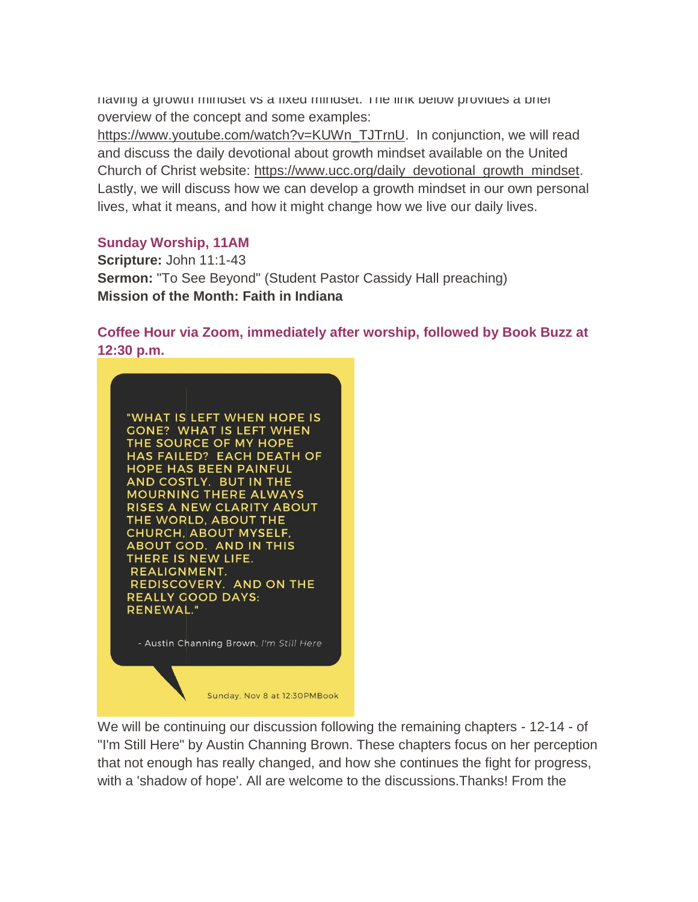having a growth mindset vs a fixed mindset. The link below provides a brief overview of the concept and some examples: https://www.youtube.com/watch?v=KUWn_TJTrnU. In conjunction, we will read and discuss the daily devotional about growth mindset available on the United Church of Christ website: https://www.ucc.org/daily_devotional_growth_mindset. Lastly, we will discuss how we can develop a growth mindset in our own personal lives, what it means, and how it might change how we live our daily lives.

### Sunday Worship, 11AM

**Scripture:** John 11:1-43
**Sermon:** "To See Beyond" (Student Pastor Cassidy Hall preaching)
**Mission of the Month: Faith in Indiana**

### Coffee Hour via Zoom, immediately after worship, followed by Book Buzz at 12:30 p.m.

"WHAT IS LEFT WHEN HOPE IS GONE? WHAT IS LEFT WHEN THE SOURCE OF MY HOPE HAS FAILED? EACH DEATH OF HOPE HAS BEEN PAINFUL AND COSTLY. BUT IN THE MOURNING THERE ALWAYS RISES A NEW CLARITY ABOUT THE WORLD, ABOUT THE CHURCH, ABOUT MYSELF, ABOUT GOD. AND IN THIS THERE IS NEW LIFE. REALIGNMENT. REDISCOVERY. AND ON THE REALLY GOOD DAYS: RENEWAL."

- Austin Channing Brown, *I'm Still Here*

Sunday, Nov 8 at 12:30PMBook

We will be continuing our discussion following the remaining chapters - 12-14 - of "I'm Still Here" by Austin Channing Brown. These chapters focus on her perception that not enough has really changed, and how she continues the fight for progress, with a 'shadow of hope'. All are welcome to the discussions.Thanks! From the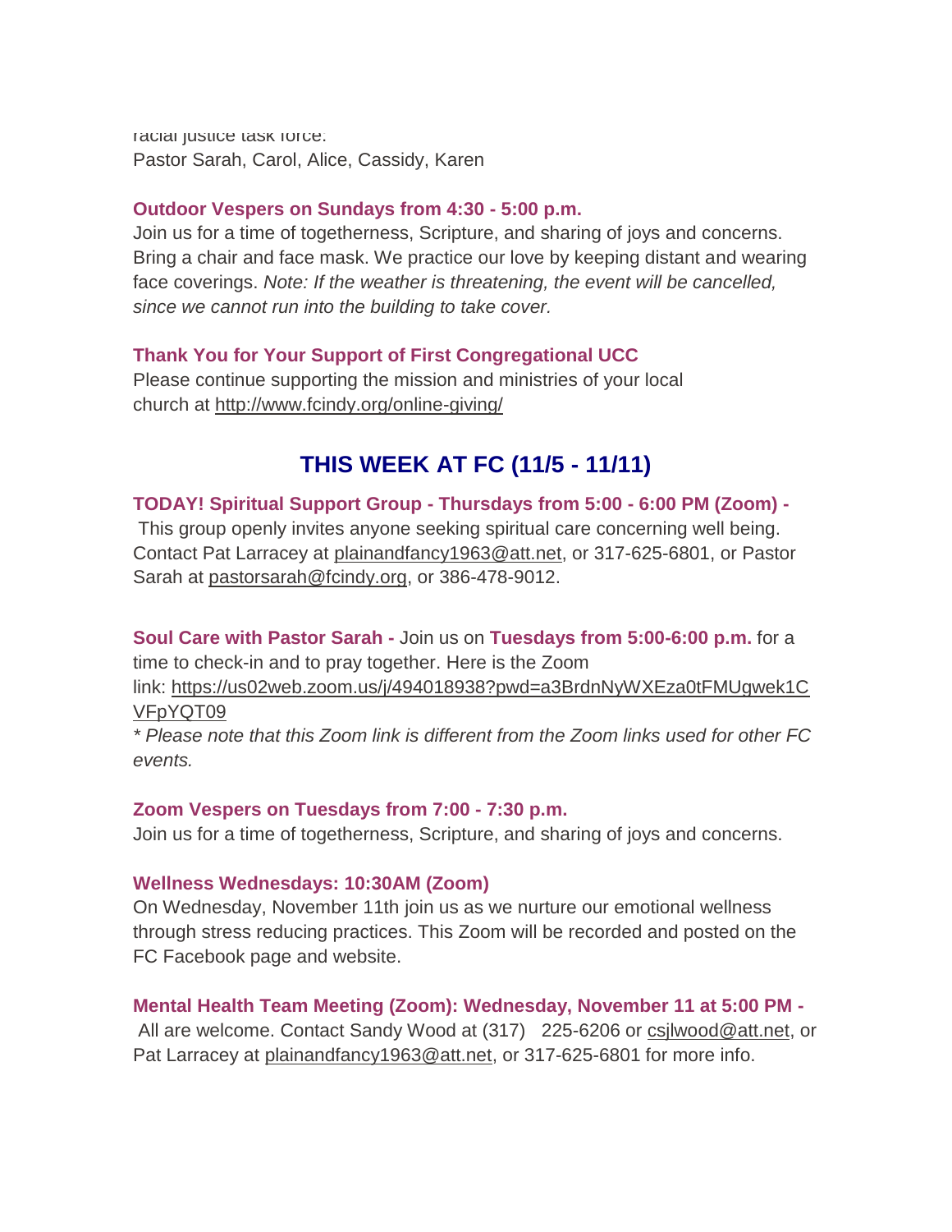racial justice task force:
Pastor Sarah, Carol, Alice, Cassidy, Karen

**Outdoor Vespers on Sundays from 4:30 - 5:00 p.m.**
Join us for a time of togetherness, Scripture, and sharing of joys and concerns. Bring a chair and face mask. We practice our love by keeping distant and wearing face coverings. *Note: If the weather is threatening, the event will be cancelled, since we cannot run into the building to take cover.*

**Thank You for Your Support of First Congregational UCC**
Please continue supporting the mission and ministries of your local church at http://www.fcindy.org/online-giving/

## THIS WEEK AT FC (11/5 - 11/11)

**TODAY! Spiritual Support Group - Thursdays from 5:00 - 6:00 PM (Zoom) -** This group openly invites anyone seeking spiritual care concerning well being. Contact Pat Larracey at plainandfancy1963@att.net, or 317-625-6801, or Pastor Sarah at pastorsarah@fcindy.org, or 386-478-9012.

**Soul Care with Pastor Sarah -** Join us on **Tuesdays from 5:00-6:00 p.m.** for a time to check-in and to pray together. Here is the Zoom link: https://us02web.zoom.us/j/494018938?pwd=a3BrdnNyWXEza0tFMUgwek1CVFpYQT09
*\* Please note that this Zoom link is different from the Zoom links used for other FC events.*

**Zoom Vespers on Tuesdays from 7:00 - 7:30 p.m.**
Join us for a time of togetherness, Scripture, and sharing of joys and concerns.

**Wellness Wednesdays: 10:30AM (Zoom)**
On Wednesday, November 11th join us as we nurture our emotional wellness through stress reducing practices. This Zoom will be recorded and posted on the FC Facebook page and website.

**Mental Health Team Meeting (Zoom): Wednesday, November 11 at 5:00 PM -** All are welcome. Contact Sandy Wood at (317) 225-6206 or csjlwood@att.net, or Pat Larracey at plainandfancy1963@att.net, or 317-625-6801 for more info.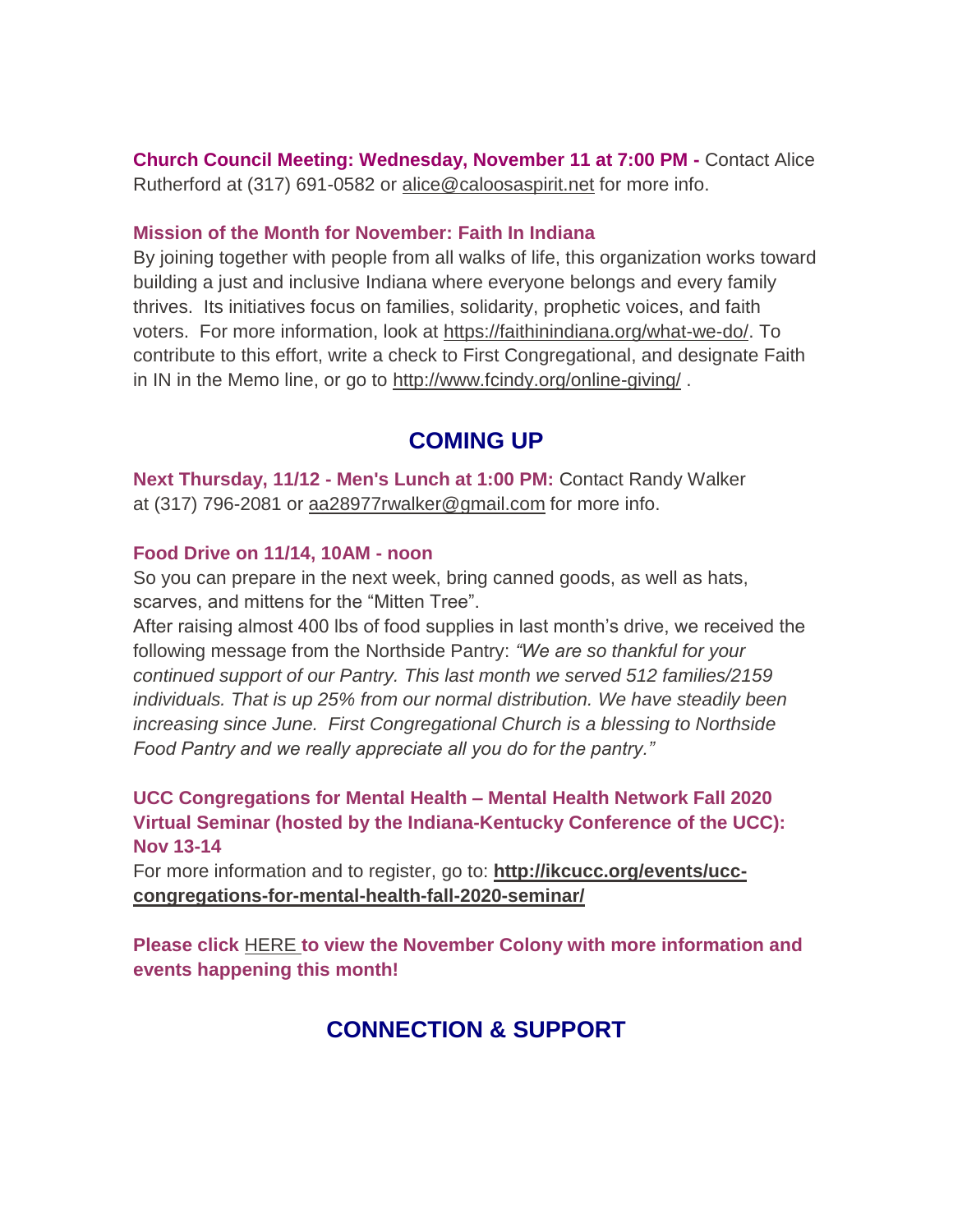**Church Council Meeting: Wednesday, November 11 at 7:00 PM -** Contact Alice Rutherford at (317) 691-0582 or alice@caloosaspirit.net for more info.

**Mission of the Month for November: Faith In Indiana**

By joining together with people from all walks of life, this organization works toward building a just and inclusive Indiana where everyone belongs and every family thrives. Its initiatives focus on families, solidarity, prophetic voices, and faith voters. For more information, look at https://faithinindiana.org/what-we-do/. To contribute to this effort, write a check to First Congregational, and designate Faith in IN in the Memo line, or go to http://www.fcindy.org/online-giving/ .

## COMING UP

**Next Thursday, 11/12 - Men's Lunch at 1:00 PM:** Contact Randy Walker at (317) 796-2081 or aa28977rwalker@gmail.com for more info.

**Food Drive on 11/14, 10AM - noon**

So you can prepare in the next week, bring canned goods, as well as hats, scarves, and mittens for the "Mitten Tree".

After raising almost 400 lbs of food supplies in last month's drive, we received the following message from the Northside Pantry: *"We are so thankful for your continued support of our Pantry. This last month we served 512 families/2159 individuals. That is up 25% from our normal distribution. We have steadily been increasing since June. First Congregational Church is a blessing to Northside Food Pantry and we really appreciate all you do for the pantry."*

**UCC Congregations for Mental Health – Mental Health Network Fall 2020 Virtual Seminar (hosted by the Indiana-Kentucky Conference of the UCC): Nov 13-14**

For more information and to register, go to: **http://ikcucc.org/events/ucc-congregations-for-mental-health-fall-2020-seminar/**

**Please click HERE to view the November Colony with more information and events happening this month!**

## CONNECTION & SUPPORT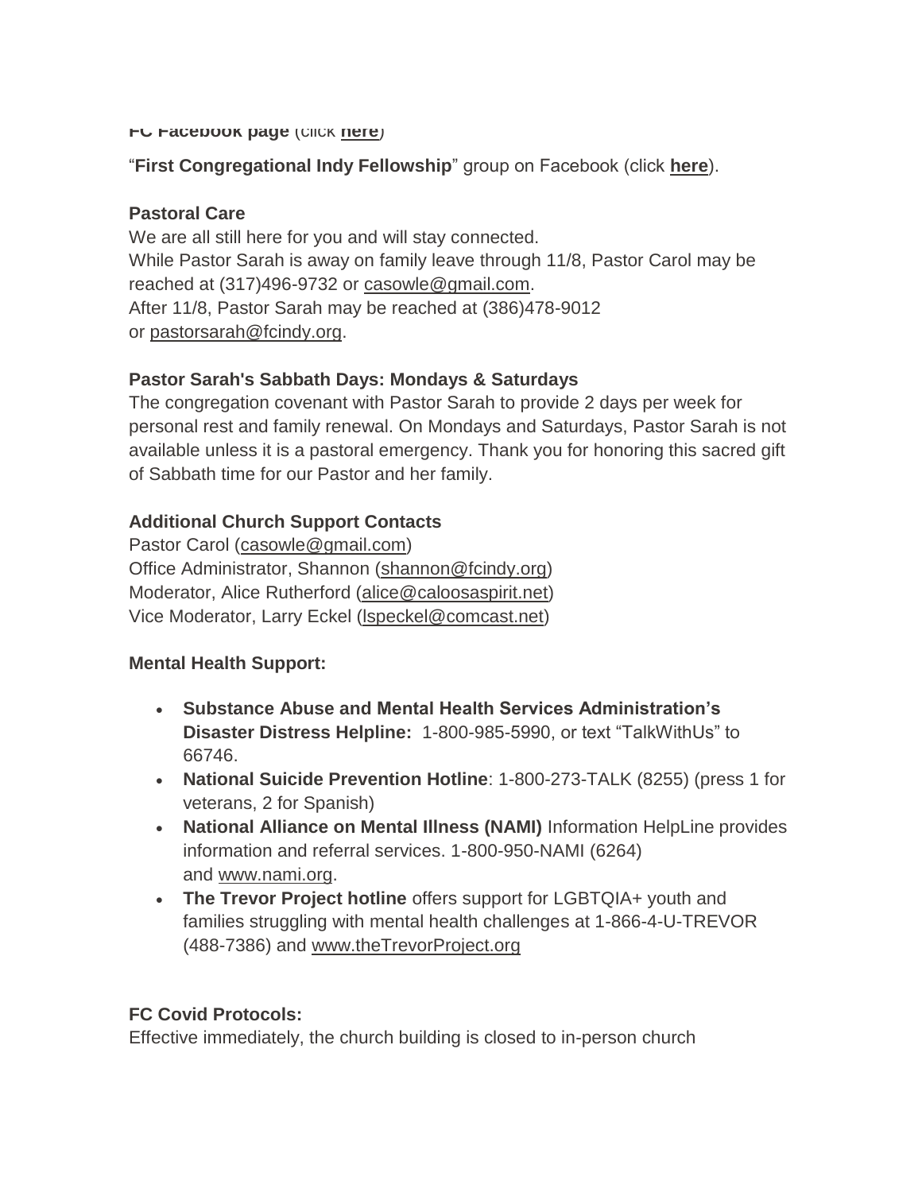**FC Facebook page** (click **here**)

"**First Congregational Indy Fellowship**" group on Facebook (click **here**).

**Pastoral Care**

We are all still here for you and will stay connected.
While Pastor Sarah is away on family leave through 11/8, Pastor Carol may be reached at (317)496-9732 or casowle@gmail.com.
After 11/8, Pastor Sarah may be reached at (386)478-9012 or pastorsarah@fcindy.org.

**Pastor Sarah's Sabbath Days: Mondays & Saturdays**

The congregation covenant with Pastor Sarah to provide 2 days per week for personal rest and family renewal. On Mondays and Saturdays, Pastor Sarah is not available unless it is a pastoral emergency. Thank you for honoring this sacred gift of Sabbath time for our Pastor and her family.

**Additional Church Support Contacts**

Pastor Carol (casowle@gmail.com)
Office Administrator, Shannon (shannon@fcindy.org)
Moderator, Alice Rutherford (alice@caloosaspirit.net)
Vice Moderator, Larry Eckel (lspeckel@comcast.net)

**Mental Health Support:**

- **Substance Abuse and Mental Health Services Administration's Disaster Distress Helpline:** 1-800-985-5990, or text "TalkWithUs" to 66746.
- **National Suicide Prevention Hotline**: 1-800-273-TALK (8255) (press 1 for veterans, 2 for Spanish)
- **National Alliance on Mental Illness (NAMI)** Information HelpLine provides information and referral services. 1-800-950-NAMI (6264) and www.nami.org.
- **The Trevor Project hotline** offers support for LGBTQIA+ youth and families struggling with mental health challenges at 1-866-4-U-TREVOR (488-7386) and www.theTrevorProject.org

**FC Covid Protocols:**

Effective immediately, the church building is closed to in-person church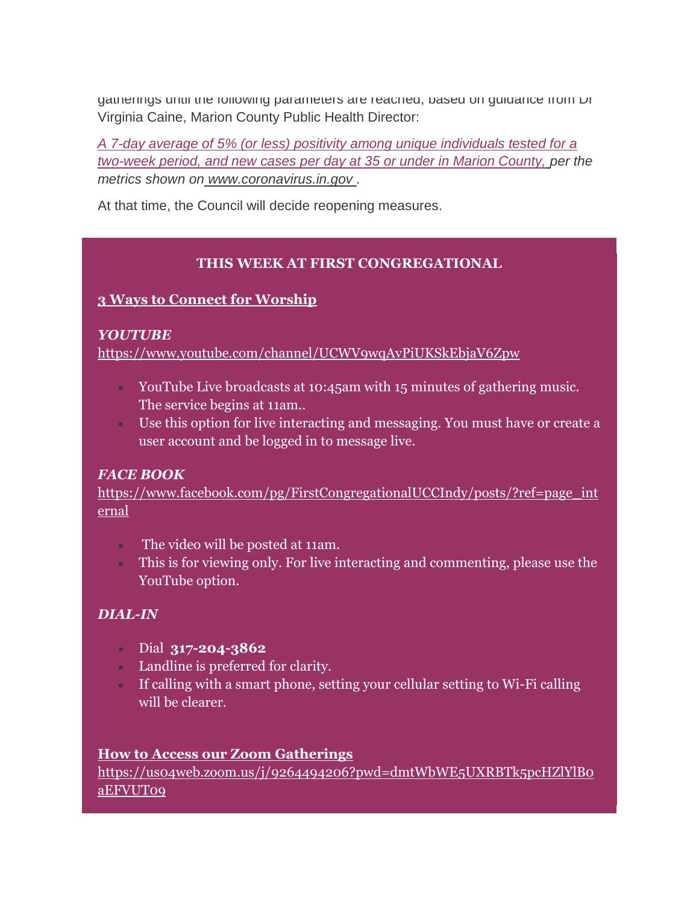gatherings until the following parameters are reached, based on guidance from Dr Virginia Caine, Marion County Public Health Director:

*A 7-day average of 5% (or less) positivity among unique individuals tested for a two-week period, and new cases per day at 35 or under in Marion County, per the metrics shown on www.coronavirus.in.gov .*

At that time, the Council will decide reopening measures.

**THIS WEEK AT FIRST CONGREGATIONAL**

**3 Ways to Connect for Worship**

***YOUTUBE***
https://www.youtube.com/channel/UCWV9wqAvPiUKSkEbjaV6Zpw

- YouTube Live broadcasts at 10:45am with 15 minutes of gathering music. The service begins at 11am..
- Use this option for live interacting and messaging. You must have or create a user account and be logged in to message live.

***FACE BOOK***
https://www.facebook.com/pg/FirstCongregationalUCCIndy/posts/?ref=page_internal

- The video will be posted at 11am.
- This is for viewing only. For live interacting and commenting, please use the YouTube option.

***DIAL-IN***

- Dial **317-204-3862**
- Landline is preferred for clarity.
- If calling with a smart phone, setting your cellular setting to Wi-Fi calling will be clearer.

**How to Access our Zoom Gatherings**
https://us04web.zoom.us/j/9264494206?pwd=dmtWbWE5UXRBTk5pcHZlYlB0aEFVUT09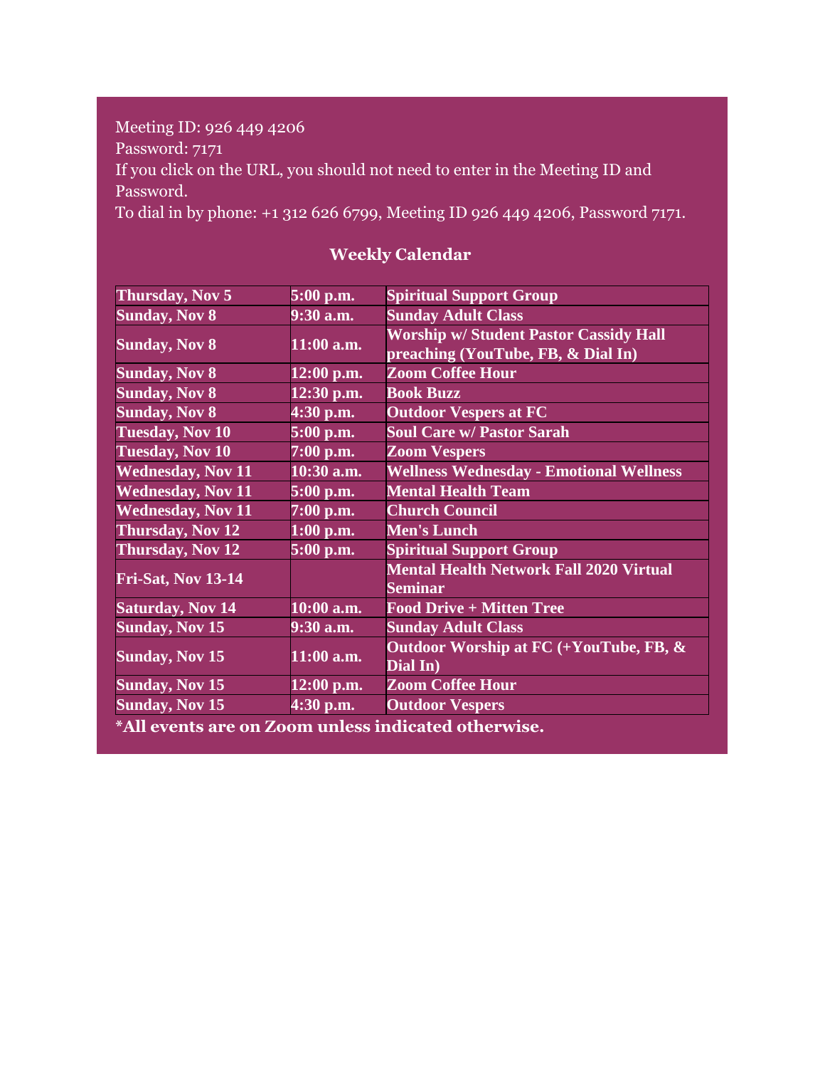Meeting ID: 926 449 4206
Password: 7171
If you click on the URL, you should not need to enter in the Meeting ID and Password.
To dial in by phone: +1 312 626 6799, Meeting ID 926 449 4206, Password 7171.

## Weekly Calendar

| | | |
|---|---|---|
| **Thursday, Nov 5** | **5:00 p.m.** | **Spiritual Support Group** |
| **Sunday, Nov 8** | **9:30 a.m.** | **Sunday Adult Class** |
| **Sunday, Nov 8** | **11:00 a.m.** | **Worship w/ Student Pastor Cassidy Hall preaching (YouTube, FB, & Dial In)** |
| **Sunday, Nov 8** | **12:00 p.m.** | **Zoom Coffee Hour** |
| **Sunday, Nov 8** | **12:30 p.m.** | **Book Buzz** |
| **Sunday, Nov 8** | **4:30 p.m.** | **Outdoor Vespers at FC** |
| **Tuesday, Nov 10** | **5:00 p.m.** | **Soul Care w/ Pastor Sarah** |
| **Tuesday, Nov 10** | **7:00 p.m.** | **Zoom Vespers** |
| **Wednesday, Nov 11** | **10:30 a.m.** | **Wellness Wednesday - Emotional Wellness** |
| **Wednesday, Nov 11** | **5:00 p.m.** | **Mental Health Team** |
| **Wednesday, Nov 11** | **7:00 p.m.** | **Church Council** |
| **Thursday, Nov 12** | **1:00 p.m.** | **Men's Lunch** |
| **Thursday, Nov 12** | **5:00 p.m.** | **Spiritual Support Group** |
| **Fri-Sat, Nov 13-14** | | **Mental Health Network Fall 2020 Virtual Seminar** |
| **Saturday, Nov 14** | **10:00 a.m.** | **Food Drive + Mitten Tree** |
| **Sunday, Nov 15** | **9:30 a.m.** | **Sunday Adult Class** |
| **Sunday, Nov 15** | **11:00 a.m.** | **Outdoor Worship at FC (+YouTube, FB, & Dial In)** |
| **Sunday, Nov 15** | **12:00 p.m.** | **Zoom Coffee Hour** |
| **Sunday, Nov 15** | **4:30 p.m.** | **Outdoor Vespers** |

**\*All events are on Zoom unless indicated otherwise.**